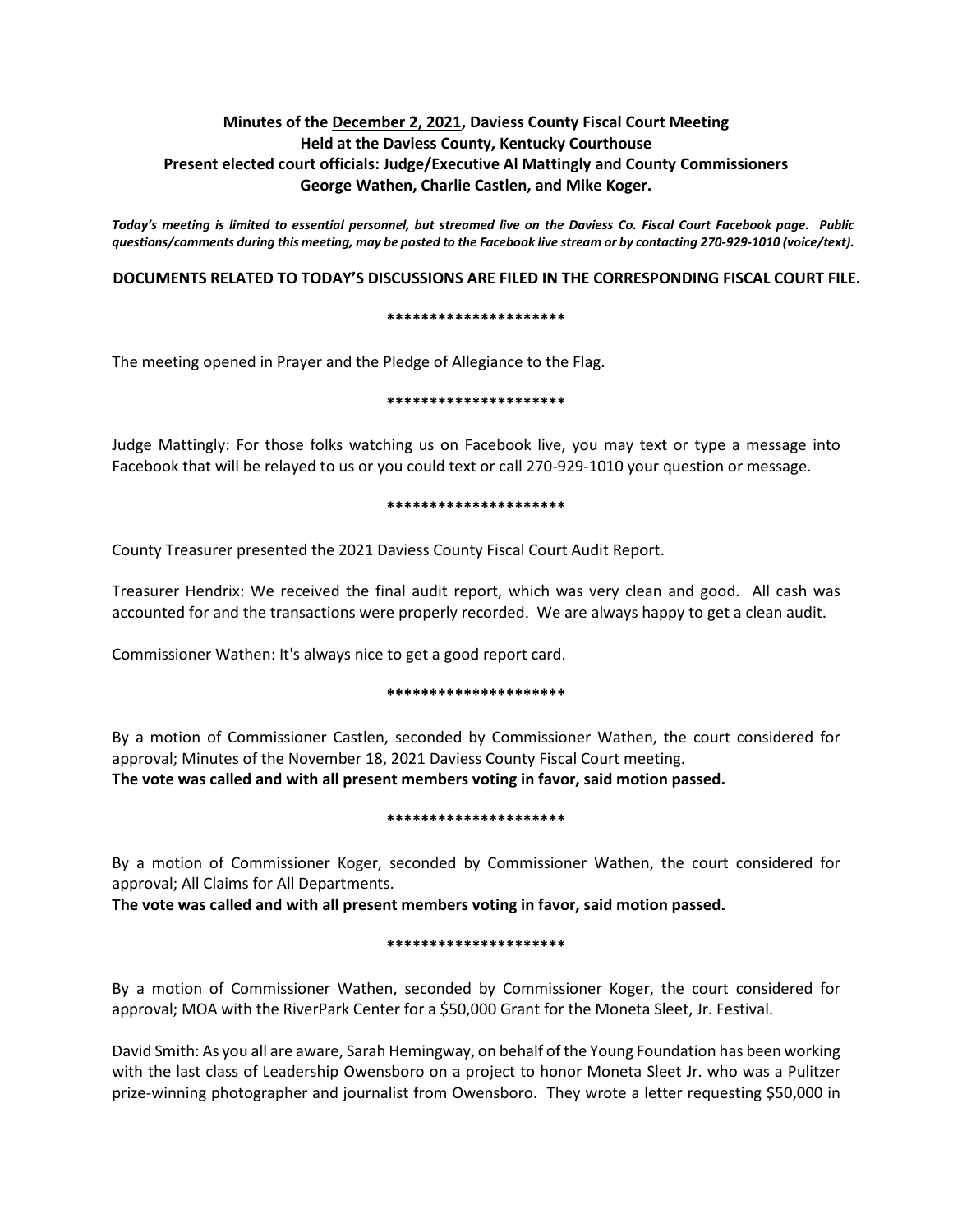**Minutes of the December 2, 2021, Daviess County Fiscal Court Meeting**
**Held at the Daviess County, Kentucky Courthouse**
**Present elected court officials: Judge/Executive Al Mattingly and County Commissioners George Wathen, Charlie Castlen, and Mike Koger.**

***Today's meeting is limited to essential personnel, but streamed live on the Daviess Co. Fiscal Court Facebook page. Public questions/comments during this meeting, may be posted to the Facebook live stream or by contacting 270-929-1010 (voice/text).***

**DOCUMENTS RELATED TO TODAY'S DISCUSSIONS ARE FILED IN THE CORRESPONDING FISCAL COURT FILE.**

**\*\*\*\*\*\*\*\*\*\*\*\*\*\*\*\*\*\*\*\*\***

The meeting opened in Prayer and the Pledge of Allegiance to the Flag.

**\*\*\*\*\*\*\*\*\*\*\*\*\*\*\*\*\*\*\*\*\***

Judge Mattingly: For those folks watching us on Facebook live, you may text or type a message into Facebook that will be relayed to us or you could text or call 270-929-1010 your question or message.

**\*\*\*\*\*\*\*\*\*\*\*\*\*\*\*\*\*\*\*\*\***

County Treasurer presented the 2021 Daviess County Fiscal Court Audit Report.

Treasurer Hendrix: We received the final audit report, which was very clean and good. All cash was accounted for and the transactions were properly recorded. We are always happy to get a clean audit.

Commissioner Wathen: It's always nice to get a good report card.

**\*\*\*\*\*\*\*\*\*\*\*\*\*\*\*\*\*\*\*\*\***

By a motion of Commissioner Castlen, seconded by Commissioner Wathen, the court considered for approval; Minutes of the November 18, 2021 Daviess County Fiscal Court meeting.
**The vote was called and with all present members voting in favor, said motion passed.**

**\*\*\*\*\*\*\*\*\*\*\*\*\*\*\*\*\*\*\*\*\***

By a motion of Commissioner Koger, seconded by Commissioner Wathen, the court considered for approval; All Claims for All Departments.
**The vote was called and with all present members voting in favor, said motion passed.**

**\*\*\*\*\*\*\*\*\*\*\*\*\*\*\*\*\*\*\*\*\***

By a motion of Commissioner Wathen, seconded by Commissioner Koger, the court considered for approval; MOA with the RiverPark Center for a $50,000 Grant for the Moneta Sleet, Jr. Festival.

David Smith: As you all are aware, Sarah Hemingway, on behalf of the Young Foundation has been working with the last class of Leadership Owensboro on a project to honor Moneta Sleet Jr. who was a Pulitzer prize-winning photographer and journalist from Owensboro. They wrote a letter requesting $50,000 in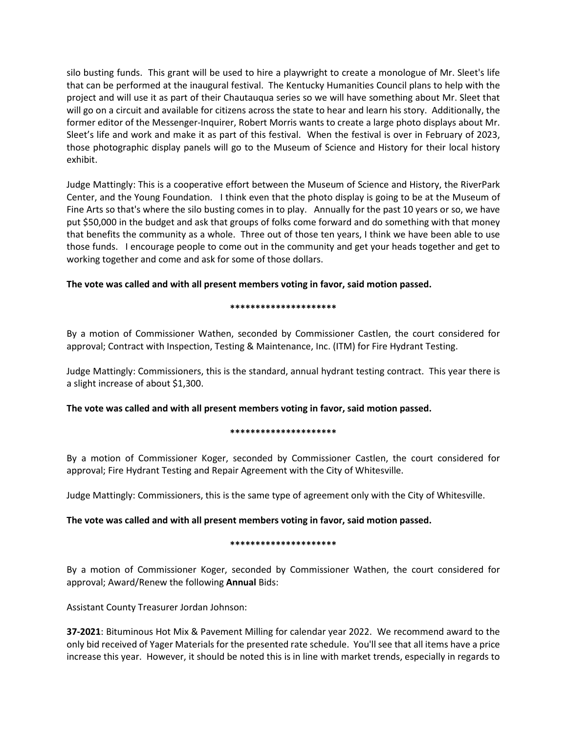silo busting funds. This grant will be used to hire a playwright to create a monologue of Mr. Sleet's life that can be performed at the inaugural festival. The Kentucky Humanities Council plans to help with the project and will use it as part of their Chautauqua series so we will have something about Mr. Sleet that will go on a circuit and available for citizens across the state to hear and learn his story. Additionally, the former editor of the Messenger-Inquirer, Robert Morris wants to create a large photo displays about Mr. Sleet's life and work and make it as part of this festival. When the festival is over in February of 2023, those photographic display panels will go to the Museum of Science and History for their local history exhibit.

Judge Mattingly: This is a cooperative effort between the Museum of Science and History, the RiverPark Center, and the Young Foundation. I think even that the photo display is going to be at the Museum of Fine Arts so that's where the silo busting comes in to play. Annually for the past 10 years or so, we have put $50,000 in the budget and ask that groups of folks come forward and do something with that money that benefits the community as a whole. Three out of those ten years, I think we have been able to use those funds. I encourage people to come out in the community and get your heads together and get to working together and come and ask for some of those dollars.

**The vote was called and with all present members voting in favor, said motion passed.**

**********************

By a motion of Commissioner Wathen, seconded by Commissioner Castlen, the court considered for approval; Contract with Inspection, Testing & Maintenance, Inc. (ITM) for Fire Hydrant Testing.

Judge Mattingly: Commissioners, this is the standard, annual hydrant testing contract. This year there is a slight increase of about $1,300.

**The vote was called and with all present members voting in favor, said motion passed.**

**********************

By a motion of Commissioner Koger, seconded by Commissioner Castlen, the court considered for approval; Fire Hydrant Testing and Repair Agreement with the City of Whitesville.

Judge Mattingly: Commissioners, this is the same type of agreement only with the City of Whitesville.

**The vote was called and with all present members voting in favor, said motion passed.**

**********************

By a motion of Commissioner Koger, seconded by Commissioner Wathen, the court considered for approval; Award/Renew the following **Annual** Bids:

Assistant County Treasurer Jordan Johnson:

**37-2021**: Bituminous Hot Mix & Pavement Milling for calendar year 2022. We recommend award to the only bid received of Yager Materials for the presented rate schedule. You'll see that all items have a price increase this year. However, it should be noted this is in line with market trends, especially in regards to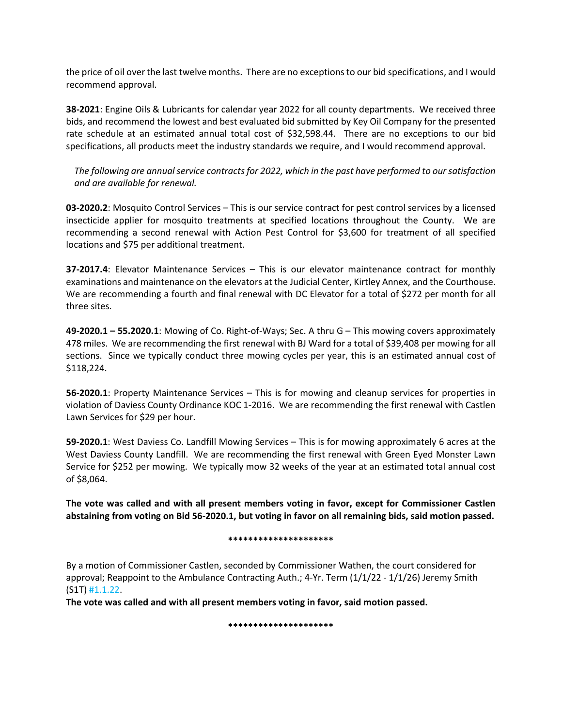the price of oil over the last twelve months. There are no exceptions to our bid specifications, and I would recommend approval.

**38-2021**: Engine Oils & Lubricants for calendar year 2022 for all county departments. We received three bids, and recommend the lowest and best evaluated bid submitted by Key Oil Company for the presented rate schedule at an estimated annual total cost of $32,598.44. There are no exceptions to our bid specifications, all products meet the industry standards we require, and I would recommend approval.

*The following are annual service contracts for 2022, which in the past have performed to our satisfaction and are available for renewal.*

**03-2020.2**: Mosquito Control Services – This is our service contract for pest control services by a licensed insecticide applier for mosquito treatments at specified locations throughout the County. We are recommending a second renewal with Action Pest Control for $3,600 for treatment of all specified locations and $75 per additional treatment.

**37-2017.4**: Elevator Maintenance Services – This is our elevator maintenance contract for monthly examinations and maintenance on the elevators at the Judicial Center, Kirtley Annex, and the Courthouse. We are recommending a fourth and final renewal with DC Elevator for a total of $272 per month for all three sites.

**49-2020.1 – 55.2020.1**: Mowing of Co. Right-of-Ways; Sec. A thru G – This mowing covers approximately 478 miles. We are recommending the first renewal with BJ Ward for a total of $39,408 per mowing for all sections. Since we typically conduct three mowing cycles per year, this is an estimated annual cost of $118,224.

**56-2020.1**: Property Maintenance Services – This is for mowing and cleanup services for properties in violation of Daviess County Ordinance KOC 1-2016. We are recommending the first renewal with Castlen Lawn Services for $29 per hour.

**59-2020.1**: West Daviess Co. Landfill Mowing Services – This is for mowing approximately 6 acres at the West Daviess County Landfill. We are recommending the first renewal with Green Eyed Monster Lawn Service for $252 per mowing. We typically mow 32 weeks of the year at an estimated total annual cost of $8,064.

**The vote was called and with all present members voting in favor, except for Commissioner Castlen abstaining from voting on Bid 56-2020.1, but voting in favor on all remaining bids, said motion passed.**

**********************

By a motion of Commissioner Castlen, seconded by Commissioner Wathen, the court considered for approval; Reappoint to the Ambulance Contracting Auth.; 4-Yr. Term (1/1/22 - 1/1/26) Jeremy Smith (S1T) #1.1.22.

**The vote was called and with all present members voting in favor, said motion passed.**

**********************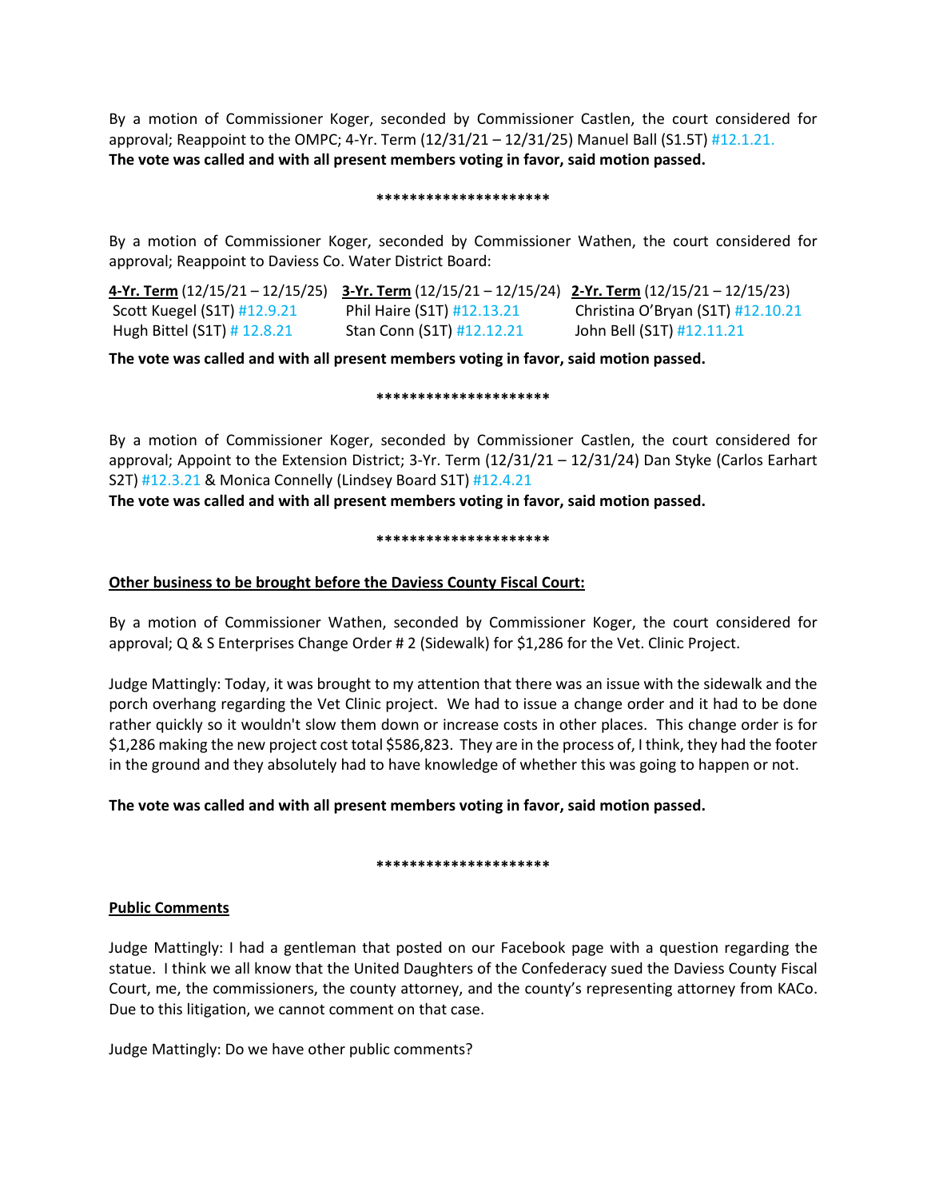By a motion of Commissioner Koger, seconded by Commissioner Castlen, the court considered for approval; Reappoint to the OMPC; 4-Yr. Term (12/31/21 – 12/31/25) Manuel Ball (S1.5T) #12.1.21.
**The vote was called and with all present members voting in favor, said motion passed.**

*********************

By a motion of Commissioner Koger, seconded by Commissioner Wathen, the court considered for approval; Reappoint to Daviess Co. Water District Board:

| **4-Yr. Term** (12/15/21 – 12/15/25) | **3-Yr. Term** (12/15/21 – 12/15/24) | **2-Yr. Term** (12/15/21 – 12/15/23) |
|---|---|---|
| Scott Kuegel (S1T) #12.9.21 | Phil Haire (S1T) #12.13.21 | Christina O'Bryan (S1T) #12.10.21 |
| Hugh Bittel (S1T) # 12.8.21 | Stan Conn (S1T) #12.12.21 | John Bell (S1T) #12.11.21 |

**The vote was called and with all present members voting in favor, said motion passed.**

*********************

By a motion of Commissioner Koger, seconded by Commissioner Castlen, the court considered for approval; Appoint to the Extension District; 3-Yr. Term (12/31/21 – 12/31/24) Dan Styke (Carlos Earhart S2T) #12.3.21 & Monica Connelly (Lindsey Board S1T) #12.4.21
**The vote was called and with all present members voting in favor, said motion passed.**

*********************

**Other business to be brought before the Daviess County Fiscal Court:**

By a motion of Commissioner Wathen, seconded by Commissioner Koger, the court considered for approval; Q & S Enterprises Change Order # 2 (Sidewalk) for $1,286 for the Vet. Clinic Project.

Judge Mattingly: Today, it was brought to my attention that there was an issue with the sidewalk and the porch overhang regarding the Vet Clinic project. We had to issue a change order and it had to be done rather quickly so it wouldn't slow them down or increase costs in other places. This change order is for $1,286 making the new project cost total $586,823. They are in the process of, I think, they had the footer in the ground and they absolutely had to have knowledge of whether this was going to happen or not.

**The vote was called and with all present members voting in favor, said motion passed.**

*********************

**Public Comments**

Judge Mattingly: I had a gentleman that posted on our Facebook page with a question regarding the statue. I think we all know that the United Daughters of the Confederacy sued the Daviess County Fiscal Court, me, the commissioners, the county attorney, and the county's representing attorney from KACo. Due to this litigation, we cannot comment on that case.

Judge Mattingly: Do we have other public comments?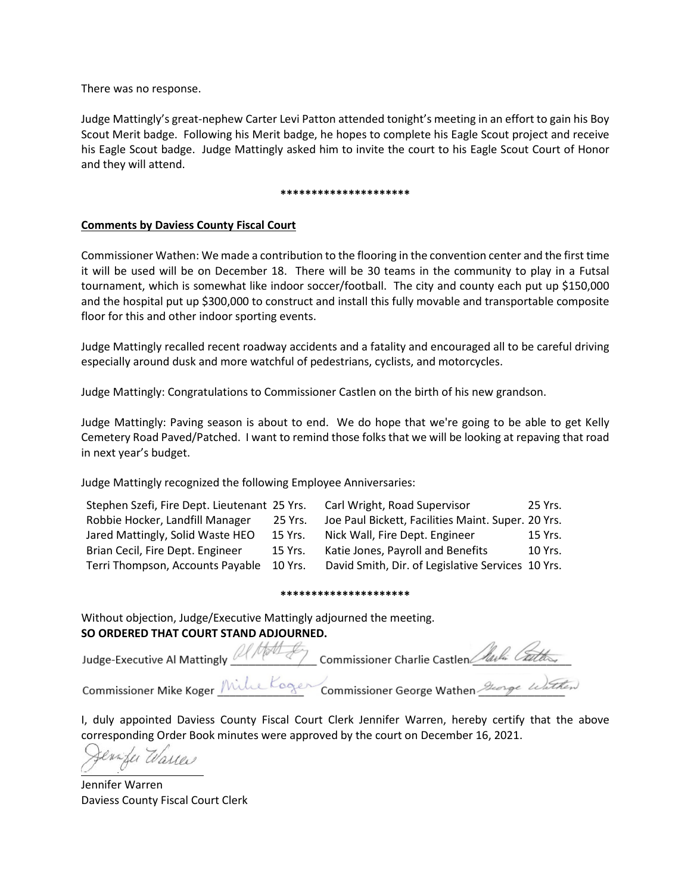There was no response.

Judge Mattingly's great-nephew Carter Levi Patton attended tonight's meeting in an effort to gain his Boy Scout Merit badge. Following his Merit badge, he hopes to complete his Eagle Scout project and receive his Eagle Scout badge. Judge Mattingly asked him to invite the court to his Eagle Scout Court of Honor and they will attend.

*********************

**Comments by Daviess County Fiscal Court**

Commissioner Wathen: We made a contribution to the flooring in the convention center and the first time it will be used will be on December 18. There will be 30 teams in the community to play in a Futsal tournament, which is somewhat like indoor soccer/football. The city and county each put up $150,000 and the hospital put up $300,000 to construct and install this fully movable and transportable composite floor for this and other indoor sporting events.

Judge Mattingly recalled recent roadway accidents and a fatality and encouraged all to be careful driving especially around dusk and more watchful of pedestrians, cyclists, and motorcycles.

Judge Mattingly: Congratulations to Commissioner Castlen on the birth of his new grandson.

Judge Mattingly: Paving season is about to end. We do hope that we're going to be able to get Kelly Cemetery Road Paved/Patched. I want to remind those folks that we will be looking at repaving that road in next year's budget.

Judge Mattingly recognized the following Employee Anniversaries:

| | | | |
|---|---|---|---|
| Stephen Szefi, Fire Dept. Lieutenant | 25 Yrs. | Carl Wright, Road Supervisor | 25 Yrs. |
| Robbie Hocker, Landfill Manager | 25 Yrs. | Joe Paul Bickett, Facilities Maint. Super. | 20 Yrs. |
| Jared Mattingly, Solid Waste HEO | 15 Yrs. | Nick Wall, Fire Dept. Engineer | 15 Yrs. |
| Brian Cecil, Fire Dept. Engineer | 15 Yrs. | Katie Jones, Payroll and Benefits | 10 Yrs. |
| Terri Thompson, Accounts Payable | 10 Yrs. | David Smith, Dir. of Legislative Services | 10 Yrs. |

*********************

Without objection, Judge/Executive Mattingly adjourned the meeting.
**SO ORDERED THAT COURT STAND ADJOURNED.**

Judge-Executive Al Mattingly Al Mattingly Commissioner Charlie Castlen Charlie Castlen

Commissioner Mike Koger Mike Koger Commissioner George Wathen George Wathen

I, duly appointed Daviess County Fiscal Court Clerk Jennifer Warren, hereby certify that the above corresponding Order Book minutes were approved by the court on December 16, 2021.

Jennifer Warren

Jennifer Warren
Daviess County Fiscal Court Clerk